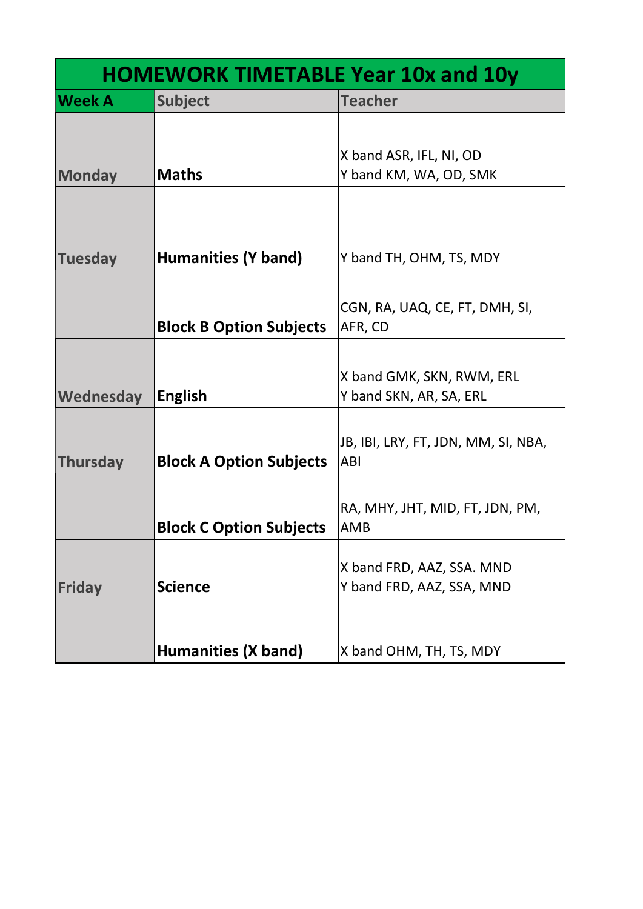# HOMEWORK TIMETABLE Year 10x and 10y

| Week A | Subject | Teacher |
|---|---|---|
| Monday | **Maths** | X band ASR, IFL, NI, OD<br>Y band KM, WA, OD, SMK |
| Tuesday | **Humanities (Y band)** | Y band TH, OHM, TS, MDY |
| | **Block B Option Subjects** | CGN, RA, UAQ, CE, FT, DMH, SI, AFR, CD |
| Wednesday | **English** | X band GMK, SKN, RWM, ERL<br>Y band SKN, AR, SA, ERL |
| Thursday | **Block A Option Subjects** | JB, IBI, LRY, FT, JDN, MM, SI, NBA, ABI |
| | **Block C Option Subjects** | RA, MHY, JHT, MID, FT, JDN, PM, AMB |
| Friday | **Science** | X band FRD, AAZ, SSA. MND<br>Y band FRD, AAZ, SSA, MND |
| | **Humanities (X band)** | X band OHM, TH, TS, MDY |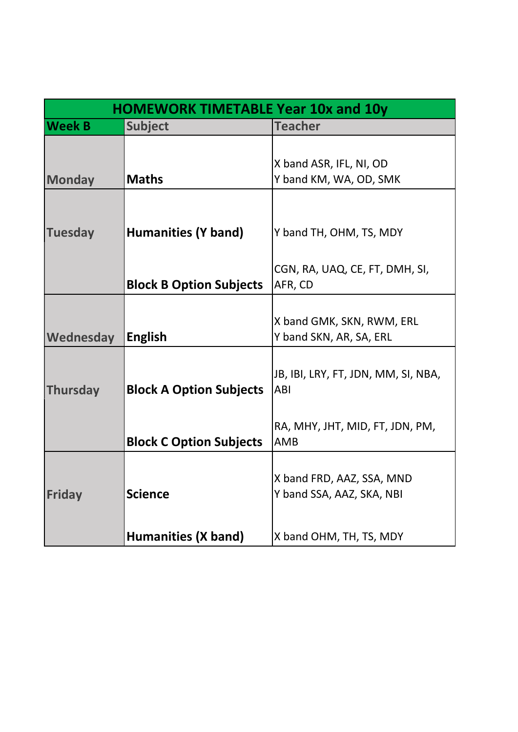| HOMEWORK TIMETABLE Year 10x and 10y | | |
|---|---|---|
| **Week B** | **Subject** | **Teacher** |
| **Monday** | **Maths** | X band ASR, IFL, NI, OD<br>Y band KM, WA, OD, SMK |
| **Tuesday** | **Humanities (Y band)** | Y band TH, OHM, TS, MDY |
| | **Block B Option Subjects** | CGN, RA, UAQ, CE, FT, DMH, SI, AFR, CD |
| **Wednesday** | **English** | X band GMK, SKN, RWM, ERL<br>Y band SKN, AR, SA, ERL |
| **Thursday** | **Block A Option Subjects** | JB, IBI, LRY, FT, JDN, MM, SI, NBA, ABI |
| | **Block C Option Subjects** | RA, MHY, JHT, MID, FT, JDN, PM, AMB |
| **Friday** | **Science** | X band FRD, AAZ, SSA, MND<br>Y band SSA, AAZ, SKA, NBI |
| | **Humanities (X band)** | X band OHM, TH, TS, MDY |